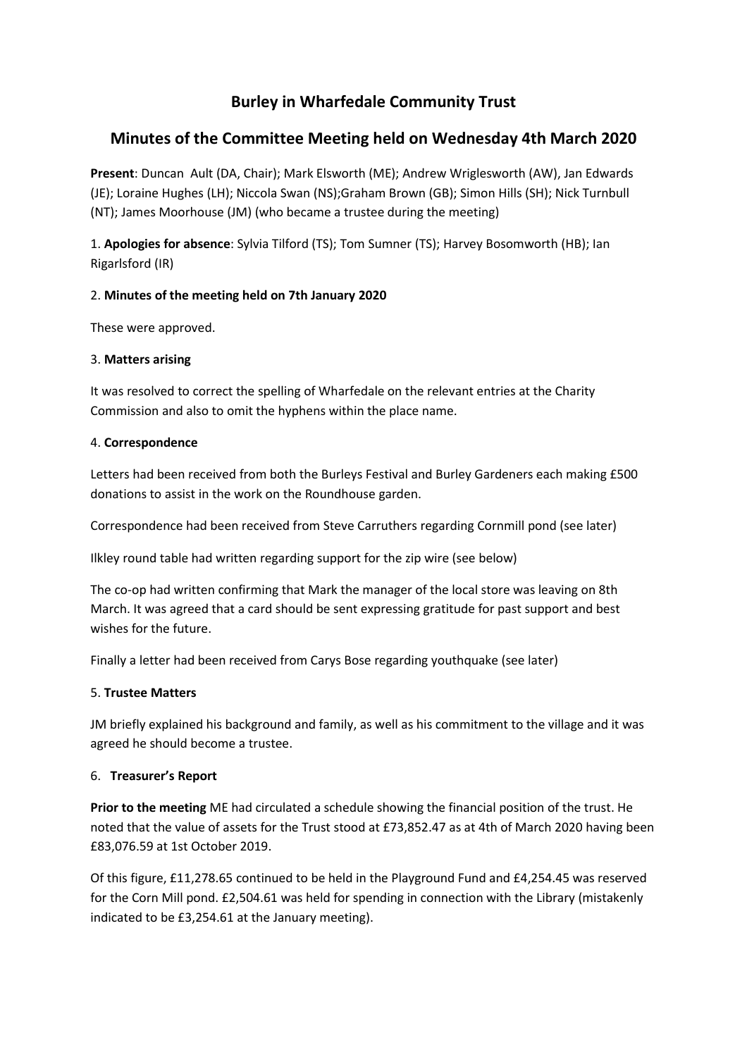# Burley in Wharfedale Community Trust

## Minutes of the Committee Meeting held on Wednesday 4th March 2020

**Present**: Duncan Ault (DA, Chair); Mark Elsworth (ME); Andrew Wriglesworth (AW), Jan Edwards (JE); Loraine Hughes (LH); Niccola Swan (NS);Graham Brown (GB); Simon Hills (SH); Nick Turnbull (NT); James Moorhouse (JM) (who became a trustee during the meeting)

1. **Apologies for absence**: Sylvia Tilford (TS); Tom Sumner (TS); Harvey Bosomworth (HB); Ian Rigarlsford (IR)

2. **Minutes of the meeting held on 7th January 2020**

These were approved.

3. **Matters arising**

It was resolved to correct the spelling of Wharfedale on the relevant entries at the Charity Commission and also to omit the hyphens within the place name.

4. **Correspondence**

Letters had been received from both the Burleys Festival and Burley Gardeners each making £500 donations to assist in the work on the Roundhouse garden.

Correspondence had been received from Steve Carruthers regarding Cornmill pond (see later)

Ilkley round table had written regarding support for the zip wire (see below)

The co-op had written confirming that Mark the manager of the local store was leaving on 8th March. It was agreed that a card should be sent expressing gratitude for past support and best wishes for the future.

Finally a letter had been received from Carys Bose regarding youthquake (see later)

5. **Trustee Matters**

JM briefly explained his background and family, as well as his commitment to the village and it was agreed he should become a trustee.

6. **Treasurer's Report**

**Prior to the meeting** ME had circulated a schedule showing the financial position of the trust. He noted that the value of assets for the Trust stood at £73,852.47 as at 4th of March 2020 having been £83,076.59 at 1st October 2019.

Of this figure, £11,278.65 continued to be held in the Playground Fund and £4,254.45 was reserved for the Corn Mill pond. £2,504.61 was held for spending in connection with the Library (mistakenly indicated to be £3,254.61 at the January meeting).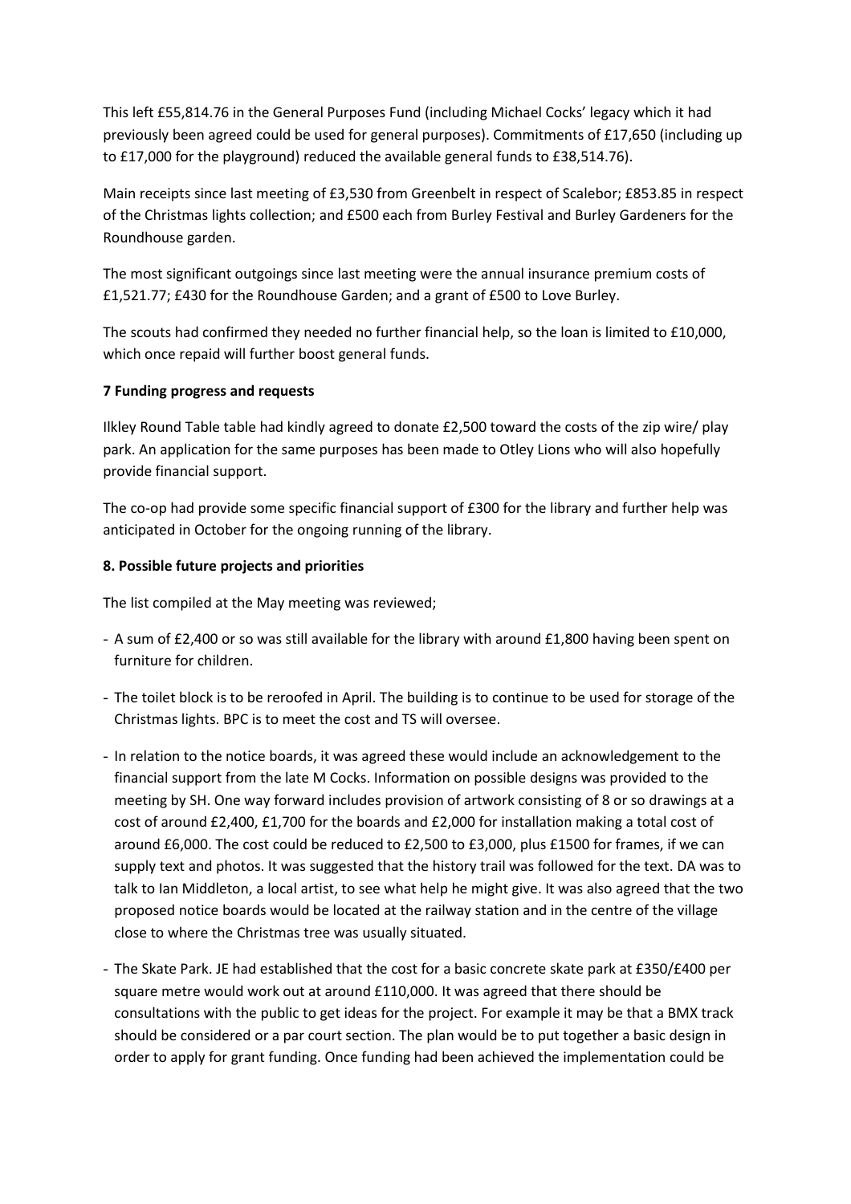This left £55,814.76 in the General Purposes Fund (including Michael Cocks' legacy which it had previously been agreed could be used for general purposes). Commitments of £17,650 (including up to £17,000 for the playground) reduced the available general funds to £38,514.76).

Main receipts since last meeting of £3,530 from Greenbelt in respect of Scalebor; £853.85 in respect of the Christmas lights collection; and £500 each from Burley Festival and Burley Gardeners for the Roundhouse garden.

The most significant outgoings since last meeting were the annual insurance premium costs of £1,521.77; £430 for the Roundhouse Garden; and a grant of £500 to Love Burley.

The scouts had confirmed they needed no further financial help, so the loan is limited to £10,000, which once repaid will further boost general funds.

**7 Funding progress and requests**

Ilkley Round Table table had kindly agreed to donate £2,500 toward the costs of the zip wire/ play park. An application for the same purposes has been made to Otley Lions who will also hopefully provide financial support.

The co-op had provide some specific financial support of £300 for the library and further help was anticipated in October for the ongoing running of the library.

**8. Possible future projects and priorities**

The list compiled at the May meeting was reviewed;

- A sum of £2,400 or so was still available for the library with around £1,800 having been spent on furniture for children.
- The toilet block is to be reroofed in April. The building is to continue to be used for storage of the Christmas lights. BPC is to meet the cost and TS will oversee.
- In relation to the notice boards, it was agreed these would include an acknowledgement to the financial support from the late M Cocks. Information on possible designs was provided to the meeting by SH. One way forward includes provision of artwork consisting of 8 or so drawings at a cost of around £2,400, £1,700 for the boards and £2,000 for installation making a total cost of around £6,000. The cost could be reduced to £2,500 to £3,000, plus £1500 for frames, if we can supply text and photos. It was suggested that the history trail was followed for the text. DA was to talk to Ian Middleton, a local artist, to see what help he might give. It was also agreed that the two proposed notice boards would be located at the railway station and in the centre of the village close to where the Christmas tree was usually situated.
- The Skate Park. JE had established that the cost for a basic concrete skate park at £350/£400 per square metre would work out at around £110,000. It was agreed that there should be consultations with the public to get ideas for the project. For example it may be that a BMX track should be considered or a par court section. The plan would be to put together a basic design in order to apply for grant funding. Once funding had been achieved the implementation could be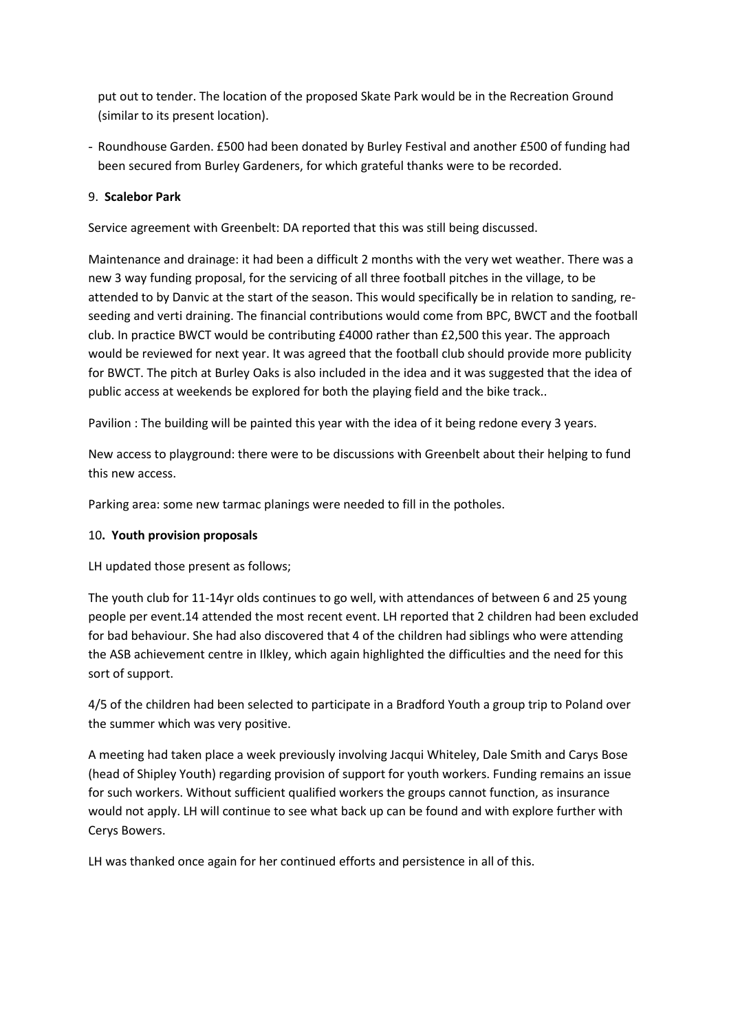put out to tender. The location of the proposed Skate Park would be in the Recreation Ground (similar to its present location).

- Roundhouse Garden. £500 had been donated by Burley Festival and another £500 of funding had been secured from Burley Gardeners, for which grateful thanks were to be recorded.

9. **Scalebor Park**

Service agreement with Greenbelt: DA reported that this was still being discussed.

Maintenance and drainage: it had been a difficult 2 months with the very wet weather. There was a new 3 way funding proposal, for the servicing of all three football pitches in the village, to be attended to by Danvic at the start of the season. This would specifically be in relation to sanding, re-seeding and verti draining. The financial contributions would come from BPC, BWCT and the football club. In practice BWCT would be contributing £4000 rather than £2,500 this year. The approach would be reviewed for next year. It was agreed that the football club should provide more publicity for BWCT. The pitch at Burley Oaks is also included in the idea and it was suggested that the idea of public access at weekends be explored for both the playing field and the bike track..

Pavilion : The building will be painted this year with the idea of it being redone every 3 years.

New access to playground: there were to be discussions with Greenbelt about their helping to fund this new access.

Parking area: some new tarmac planings were needed to fill in the potholes.

10. **Youth provision proposals**

LH updated those present as follows;

The youth club for 11-14yr olds continues to go well, with attendances of between 6 and 25 young people per event.14 attended the most recent event. LH reported that 2 children had been excluded for bad behaviour. She had also discovered that 4 of the children had siblings who were attending the ASB achievement centre in Ilkley, which again highlighted the difficulties and the need for this sort of support.

4/5 of the children had been selected to participate in a Bradford Youth a group trip to Poland over the summer which was very positive.

A meeting had taken place a week previously involving Jacqui Whiteley, Dale Smith and Carys Bose (head of Shipley Youth) regarding provision of support for youth workers. Funding remains an issue for such workers. Without sufficient qualified workers the groups cannot function, as insurance would not apply. LH will continue to see what back up can be found and with explore further with Cerys Bowers.

LH was thanked once again for her continued efforts and persistence in all of this.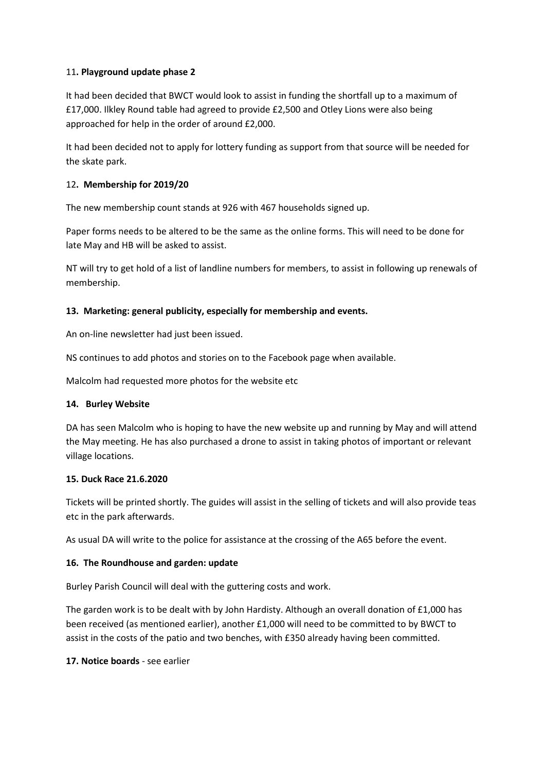11**. Playground update phase 2**

It had been decided that BWCT would look to assist in funding the shortfall up to a maximum of £17,000. Ilkley Round table had agreed to provide £2,500 and Otley Lions were also being approached for help in the order of around £2,000.

It had been decided not to apply for lottery funding as support from that source will be needed for the skate park.

12**. Membership for 2019/20**

The new membership count stands at 926 with 467 households signed up.

Paper forms needs to be altered to be the same as the online forms. This will need to be done for late May and HB will be asked to assist.

NT will try to get hold of a list of landline numbers for members, to assist in following up renewals of membership.

**13. Marketing: general publicity, especially for membership and events.**

An on-line newsletter had just been issued.

NS continues to add photos and stories on to the Facebook page when available.

Malcolm had requested more photos for the website etc

**14. Burley Website**

DA has seen Malcolm who is hoping to have the new website up and running by May and will attend the May meeting. He has also purchased a drone to assist in taking photos of important or relevant village locations.

**15. Duck Race 21.6.2020**

Tickets will be printed shortly. The guides will assist in the selling of tickets and will also provide teas etc in the park afterwards.

As usual DA will write to the police for assistance at the crossing of the A65 before the event.

**16. The Roundhouse and garden: update**

Burley Parish Council will deal with the guttering costs and work.

The garden work is to be dealt with by John Hardisty. Although an overall donation of £1,000 has been received (as mentioned earlier), another £1,000 will need to be committed to by BWCT to assist in the costs of the patio and two benches, with £350 already having been committed.

**17. Notice boards** - see earlier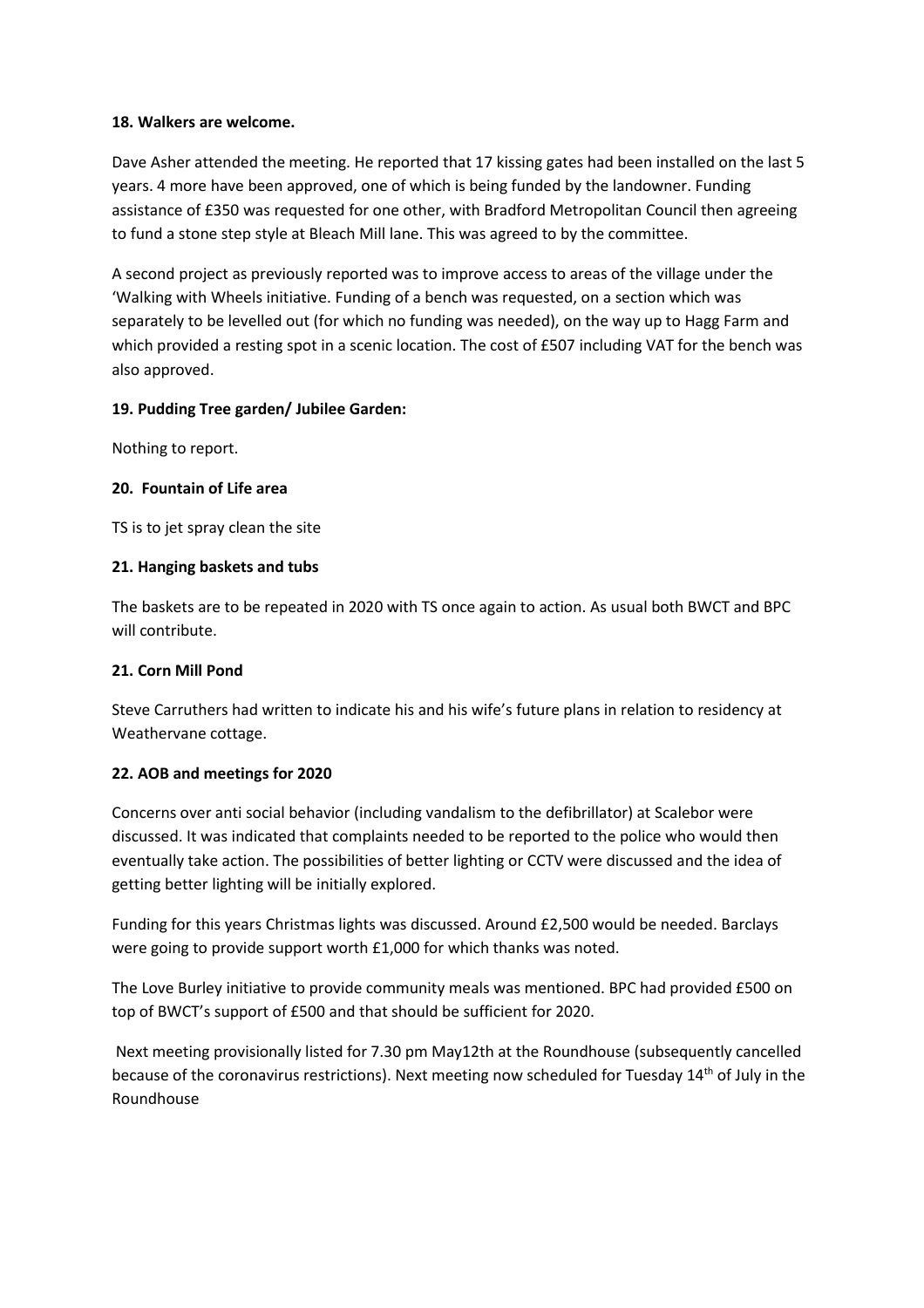**18. Walkers are welcome.**

Dave Asher attended the meeting. He reported that 17 kissing gates had been installed on the last 5 years. 4 more have been approved, one of which is being funded by the landowner. Funding assistance of £350 was requested for one other, with Bradford Metropolitan Council then agreeing to fund a stone step style at Bleach Mill lane. This was agreed to by the committee.

A second project as previously reported was to improve access to areas of the village under the 'Walking with Wheels initiative. Funding of a bench was requested, on a section which was separately to be levelled out (for which no funding was needed), on the way up to Hagg Farm and which provided a resting spot in a scenic location. The cost of £507 including VAT for the bench was also approved.

**19. Pudding Tree garden/ Jubilee Garden:**

Nothing to report.

**20. Fountain of Life area**

TS is to jet spray clean the site

**21. Hanging baskets and tubs**

The baskets are to be repeated in 2020 with TS once again to action. As usual both BWCT and BPC will contribute.

**21. Corn Mill Pond**

Steve Carruthers had written to indicate his and his wife's future plans in relation to residency at Weathervane cottage.

**22. AOB and meetings for 2020**

Concerns over anti social behavior (including vandalism to the defibrillator) at Scalebor were discussed. It was indicated that complaints needed to be reported to the police who would then eventually take action. The possibilities of better lighting or CCTV were discussed and the idea of getting better lighting will be initially explored.

Funding for this years Christmas lights was discussed. Around £2,500 would be needed. Barclays were going to provide support worth £1,000 for which thanks was noted.

The Love Burley initiative to provide community meals was mentioned. BPC had provided £500 on top of BWCT's support of £500 and that should be sufficient for 2020.

Next meeting provisionally listed for 7.30 pm May12th at the Roundhouse (subsequently cancelled because of the coronavirus restrictions). Next meeting now scheduled for Tuesday 14th of July in the Roundhouse